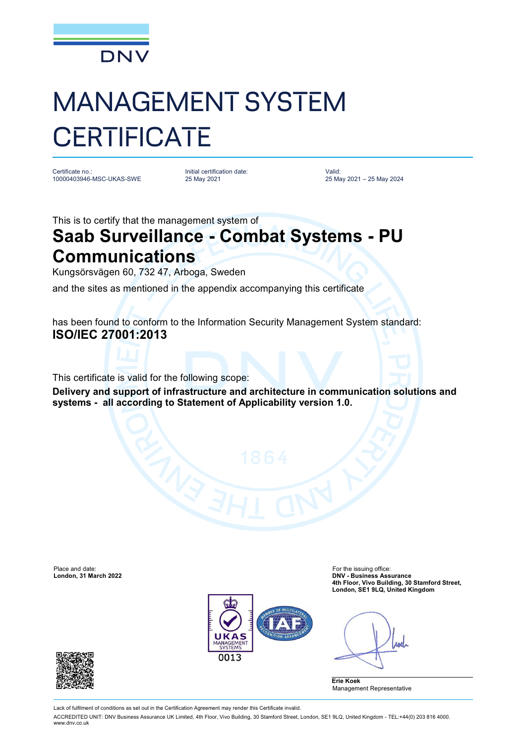DNV

# MANAGEMENT SYSTEM CERTIFICATE

Certificate no.:
10000403946-MSC-UKAS-SWE

Initial certification date:
25 May 2021

Valid:
25 May 2021 – 25 May 2024

This is to certify that the management system of

## Saab Surveillance - Combat Systems - PU Communications

Kungsörsvägen 60, 732 47, Arboga, Sweden

and the sites as mentioned in the appendix accompanying this certificate

has been found to conform to the Information Security Management System standard:

**ISO/IEC 27001:2013**

This certificate is valid for the following scope:

**Delivery and support of infrastructure and architecture in communication solutions and systems - all according to Statement of Applicability version 1.0.**

Place and date:
**London, 31 March 2022**

For the issuing office:
**DNV - Business Assurance**
**4th Floor, Vivo Building, 30 Stamford Street, London, SE1 9LQ, United Kingdom**

UKAS MANAGEMENT SYSTEMS 0013

**Erie Koek**
Management Representative

Lack of fulfilment of conditions as set out in the Certification Agreement may render this Certificate invalid.

ACCREDITED UNIT: DNV Business Assurance UK Limited, 4th Floor, Vivo Building, 30 Stamford Street, London, SE1 9LQ, United Kingdom - TEL:+44(0) 203 816 4000. www.dnv.co.uk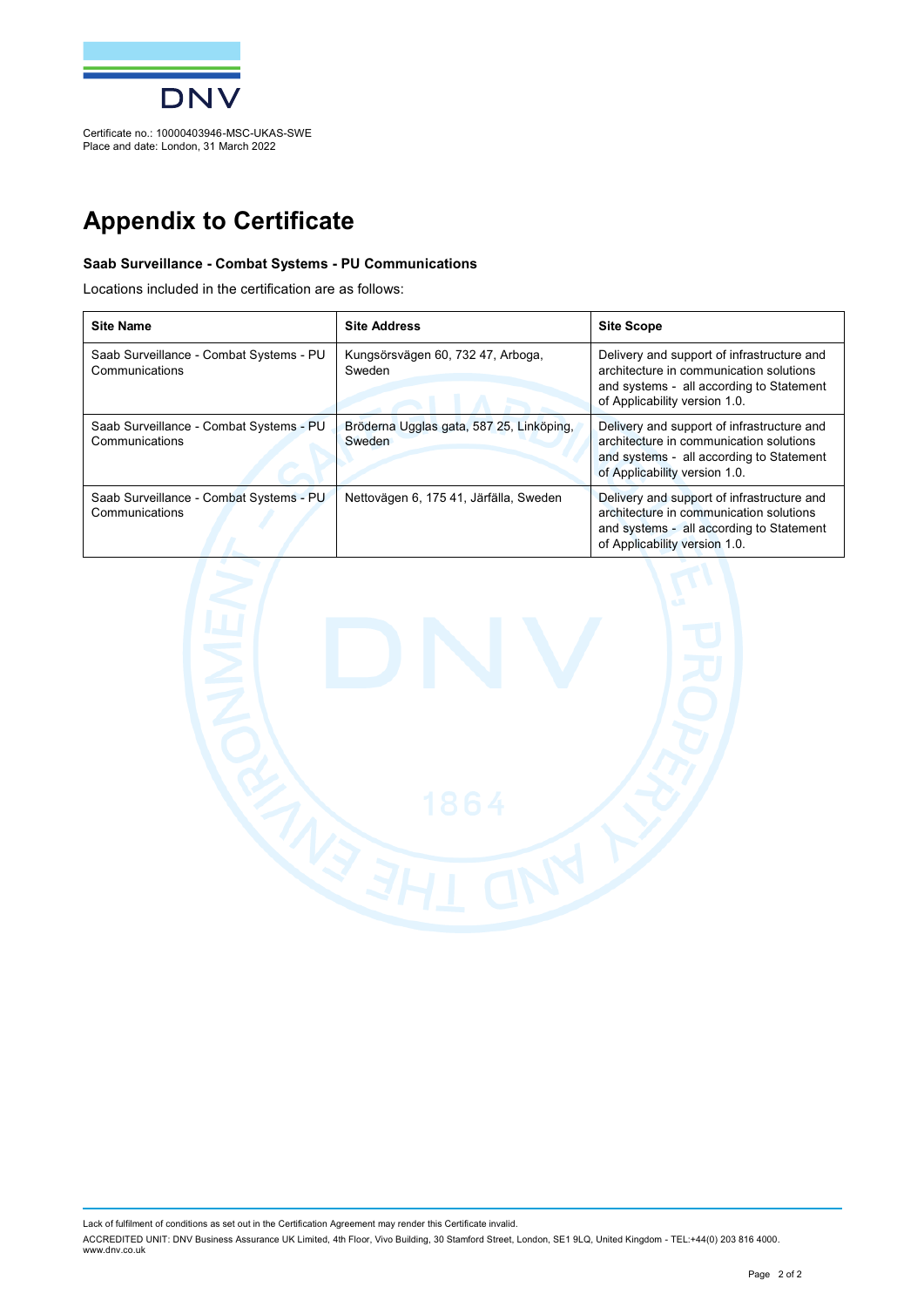Certificate no.: 10000403946-MSC-UKAS-SWE
Place and date: London, 31 March 2022

# Appendix to Certificate

**Saab Surveillance - Combat Systems - PU Communications**

Locations included in the certification are as follows:

| Site Name | Site Address | Site Scope |
|---|---|---|
| Saab Surveillance - Combat Systems - PU Communications | Kungsörsvägen 60, 732 47, Arboga, Sweden | Delivery and support of infrastructure and architecture in communication solutions and systems - all according to Statement of Applicability version 1.0. |
| Saab Surveillance - Combat Systems - PU Communications | Bröderna Ugglas gata, 587 25, Linköping, Sweden | Delivery and support of infrastructure and architecture in communication solutions and systems - all according to Statement of Applicability version 1.0. |
| Saab Surveillance - Combat Systems - PU Communications | Nettovägen 6, 175 41, Järfälla, Sweden | Delivery and support of infrastructure and architecture in communication solutions and systems - all according to Statement of Applicability version 1.0. |

Lack of fulfilment of conditions as set out in the Certification Agreement may render this Certificate invalid.

ACCREDITED UNIT: DNV Business Assurance UK Limited, 4th Floor, Vivo Building, 30 Stamford Street, London, SE1 9LQ, United Kingdom - TEL:+44(0) 203 816 4000. www.dnv.co.uk